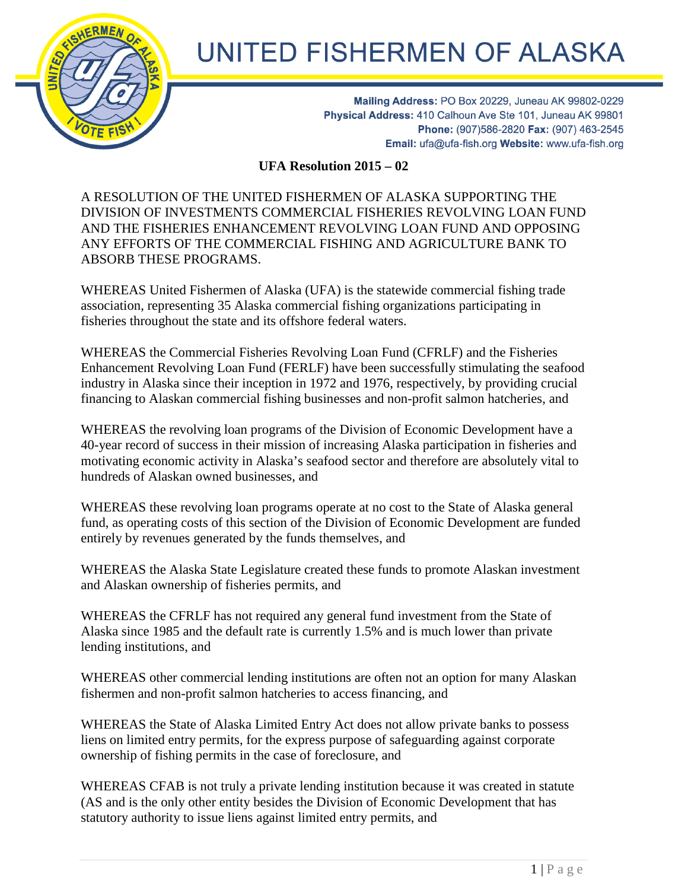# UNITED FISHERMEN OF ALASKA

**Mailing Address:** PO Box 20229, Juneau AK 99802-0229
**Physical Address:** 410 Calhoun Ave Ste 101, Juneau AK 99801
**Phone:** (907)586-2820 **Fax:** (907) 463-2545
**Email:** ufa@ufa-fish.org **Website:** www.ufa-fish.org

## UFA Resolution 2015 – 02

A RESOLUTION OF THE UNITED FISHERMEN OF ALASKA SUPPORTING THE DIVISION OF INVESTMENTS COMMERCIAL FISHERIES REVOLVING LOAN FUND AND THE FISHERIES ENHANCEMENT REVOLVING LOAN FUND AND OPPOSING ANY EFFORTS OF THE COMMERCIAL FISHING AND AGRICULTURE BANK TO ABSORB THESE PROGRAMS.

WHEREAS United Fishermen of Alaska (UFA) is the statewide commercial fishing trade association, representing 35 Alaska commercial fishing organizations participating in fisheries throughout the state and its offshore federal waters.

WHEREAS the Commercial Fisheries Revolving Loan Fund (CFRLF) and the Fisheries Enhancement Revolving Loan Fund (FERLF) have been successfully stimulating the seafood industry in Alaska since their inception in 1972 and 1976, respectively, by providing crucial financing to Alaskan commercial fishing businesses and non-profit salmon hatcheries, and

WHEREAS the revolving loan programs of the Division of Economic Development have a 40-year record of success in their mission of increasing Alaska participation in fisheries and motivating economic activity in Alaska's seafood sector and therefore are absolutely vital to hundreds of Alaskan owned businesses, and

WHEREAS these revolving loan programs operate at no cost to the State of Alaska general fund, as operating costs of this section of the Division of Economic Development are funded entirely by revenues generated by the funds themselves, and

WHEREAS the Alaska State Legislature created these funds to promote Alaskan investment and Alaskan ownership of fisheries permits, and

WHEREAS the CFRLF has not required any general fund investment from the State of Alaska since 1985 and the default rate is currently 1.5% and is much lower than private lending institutions, and

WHEREAS other commercial lending institutions are often not an option for many Alaskan fishermen and non-profit salmon hatcheries to access financing, and

WHEREAS the State of Alaska Limited Entry Act does not allow private banks to possess liens on limited entry permits, for the express purpose of safeguarding against corporate ownership of fishing permits in the case of foreclosure, and

WHEREAS CFAB is not truly a private lending institution because it was created in statute (AS and is the only other entity besides the Division of Economic Development that has statutory authority to issue liens against limited entry permits, and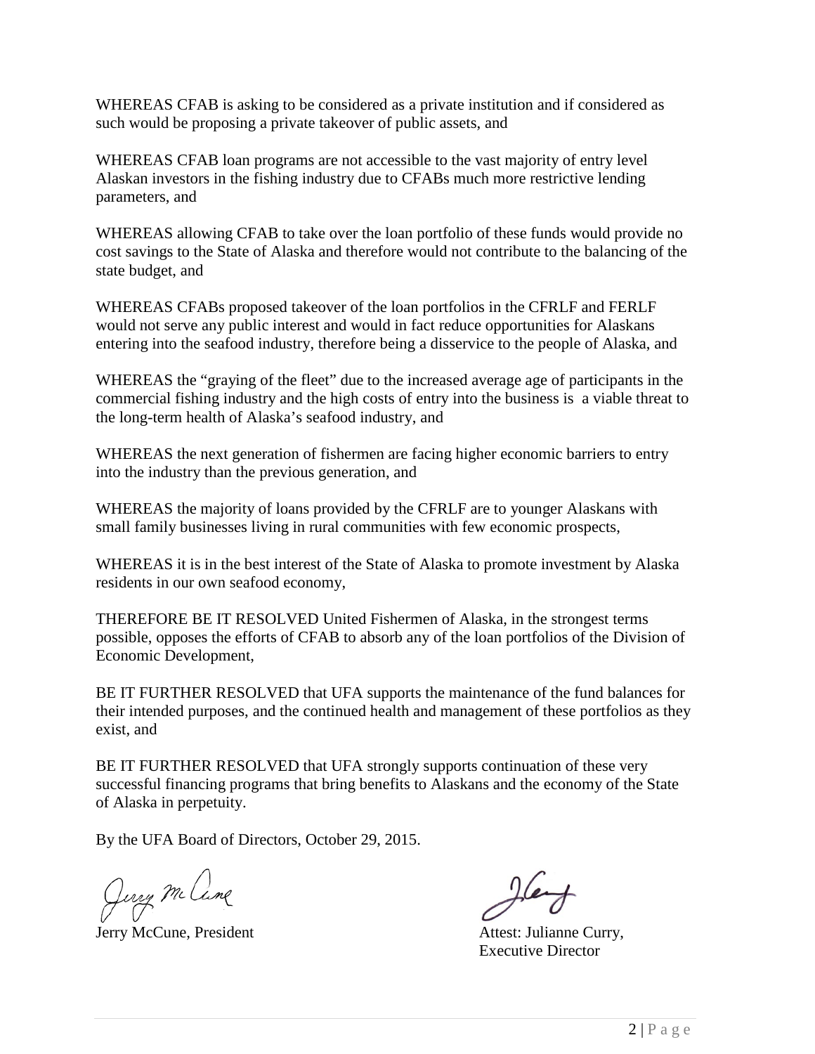WHEREAS CFAB is asking to be considered as a private institution and if considered as such would be proposing a private takeover of public assets, and

WHEREAS CFAB loan programs are not accessible to the vast majority of entry level Alaskan investors in the fishing industry due to CFABs much more restrictive lending parameters, and

WHEREAS allowing CFAB to take over the loan portfolio of these funds would provide no cost savings to the State of Alaska and therefore would not contribute to the balancing of the state budget, and

WHEREAS CFABs proposed takeover of the loan portfolios in the CFRLF and FERLF would not serve any public interest and would in fact reduce opportunities for Alaskans entering into the seafood industry, therefore being a disservice to the people of Alaska, and

WHEREAS the "graying of the fleet" due to the increased average age of participants in the commercial fishing industry and the high costs of entry into the business is a viable threat to the long-term health of Alaska's seafood industry, and

WHEREAS the next generation of fishermen are facing higher economic barriers to entry into the industry than the previous generation, and

WHEREAS the majority of loans provided by the CFRLF are to younger Alaskans with small family businesses living in rural communities with few economic prospects,

WHEREAS it is in the best interest of the State of Alaska to promote investment by Alaska residents in our own seafood economy,

THEREFORE BE IT RESOLVED United Fishermen of Alaska, in the strongest terms possible, opposes the efforts of CFAB to absorb any of the loan portfolios of the Division of Economic Development,

BE IT FURTHER RESOLVED that UFA supports the maintenance of the fund balances for their intended purposes, and the continued health and management of these portfolios as they exist, and

BE IT FURTHER RESOLVED that UFA strongly supports continuation of these very successful financing programs that bring benefits to Alaskans and the economy of the State of Alaska in perpetuity.

By the UFA Board of Directors, October 29, 2015.

Jerry McCune, President

Attest: Julianne Curry, Executive Director